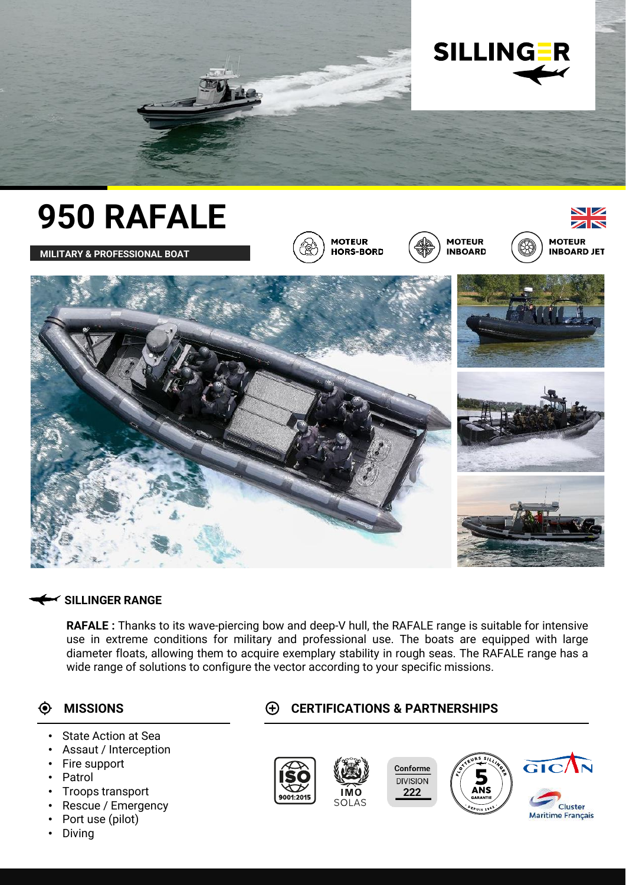SILLINGER

# 950 RAFALE

**MILITARY & PROFESSIONAL BOAT**

MOTEUR HORS-BORD | MOTEUR INBOARD | MOTEUR INBOARD JET

## SILLINGER RANGE

**RAFALE :** Thanks to its wave-piercing bow and deep-V hull, the RAFALE range is suitable for intensive use in extreme conditions for military and professional use. The boats are equipped with large diameter floats, allowing them to acquire exemplary stability in rough seas. The RAFALE range has a wide range of solutions to configure the vector according to your specific missions.

## MISSIONS

- State Action at Sea
- Assault / Interception
- Fire support
- Patrol
- Troops transport
- Rescue / Emergency
- Port use (pilot)
- Diving

## CERTIFICATIONS & PARTNERSHIPS

ISO 9001:2015

IMO SOLAS

Conforme DIVISION 222

Flotteurs Sillinger 5 ANS GARANTIE DEPUIS 1962

GICAN

Cluster Maritime Français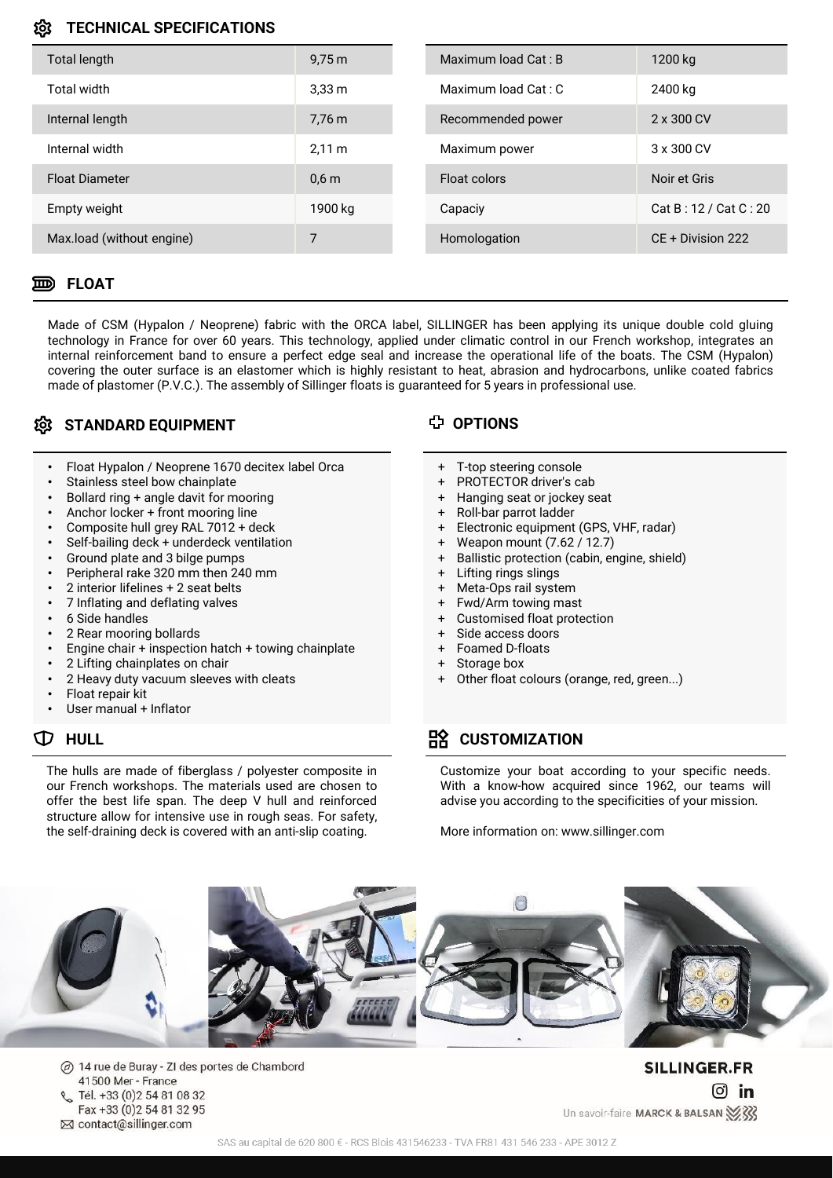## TECHNICAL SPECIFICATIONS

| | |
|---|---|
| Total length | 9,75 m |
| Total width | 3,33 m |
| Internal length | 7,76 m |
| Internal width | 2,11 m |
| Float Diameter | 0,6 m |
| Empty weight | 1900 kg |
| Max.load (without engine) | 7 |

| | |
|---|---|
| Maximum load Cat : B | 1200 kg |
| Maximum load Cat : C | 2400 kg |
| Recommended power | 2 x 300 CV |
| Maximum power | 3 x 300 CV |
| Float colors | Noir et Gris |
| Capaciy | Cat B : 12 / Cat C : 20 |
| Homologation | CE + Division 222 |

## FLOAT

Made of CSM (Hypalon / Neoprene) fabric with the ORCA label, SILLINGER has been applying its unique double cold gluing technology in France for over 60 years. This technology, applied under climatic control in our French workshop, integrates an internal reinforcement band to ensure a perfect edge seal and increase the operational life of the boats. The CSM (Hypalon) covering the outer surface is an elastomer which is highly resistant to heat, abrasion and hydrocarbons, unlike coated fabrics made of plastomer (P.V.C.). The assembly of Sillinger floats is guaranteed for 5 years in professional use.

## STANDARD EQUIPMENT

- Float Hypalon / Neoprene 1670 decitex label Orca
- Stainless steel bow chainplate
- Bollard ring + angle davit for mooring
- Anchor locker + front mooring line
- Composite hull grey RAL 7012 + deck
- Self-bailing deck + underdeck ventilation
- Ground plate and 3 bilge pumps
- Peripheral rake 320 mm then 240 mm
- 2 interior lifelines + 2 seat belts
- 7 Inflating and deflating valves
- 6 Side handles
- 2 Rear mooring bollards
- Engine chair + inspection hatch + towing chainplate
- 2 Lifting chainplates on chair
- 2 Heavy duty vacuum sleeves with cleats
- Float repair kit
- User manual + Inflator

## OPTIONS

+ T-top steering console
+ PROTECTOR driver's cab
+ Hanging seat or jockey seat
+ Roll-bar parrot ladder
+ Electronic equipment (GPS, VHF, radar)
+ Weapon mount (7.62 / 12.7)
+ Ballistic protection (cabin, engine, shield)
+ Lifting rings slings
+ Meta-Ops rail system
+ Fwd/Arm towing mast
+ Customised float protection
+ Side access doors
+ Foamed D-floats
+ Storage box
+ Other float colours (orange, red, green...)

## HULL

The hulls are made of fiberglass / polyester composite in our French workshops. The materials used are chosen to offer the best life span. The deep V hull and reinforced structure allow for intensive use in rough seas. For safety, the self-draining deck is covered with an anti-slip coating.

## CUSTOMIZATION

Customize your boat according to your specific needs. With a know-how acquired since 1962, our teams will advise you according to the specificities of your mission.

More information on: www.sillinger.com

14 rue de Buray - ZI des portes de Chambord
41500 Mer - France
Tél. +33 (0)2 54 81 08 32
Fax +33 (0)2 54 81 32 95
contact@sillinger.com

**SILLINGER.FR**

Un savoir-faire MARCK & BALSAN

SAS au capital de 620 800 € - RCS Blois 431546233 - TVA FR81 431 546 233 - APE 3012 Z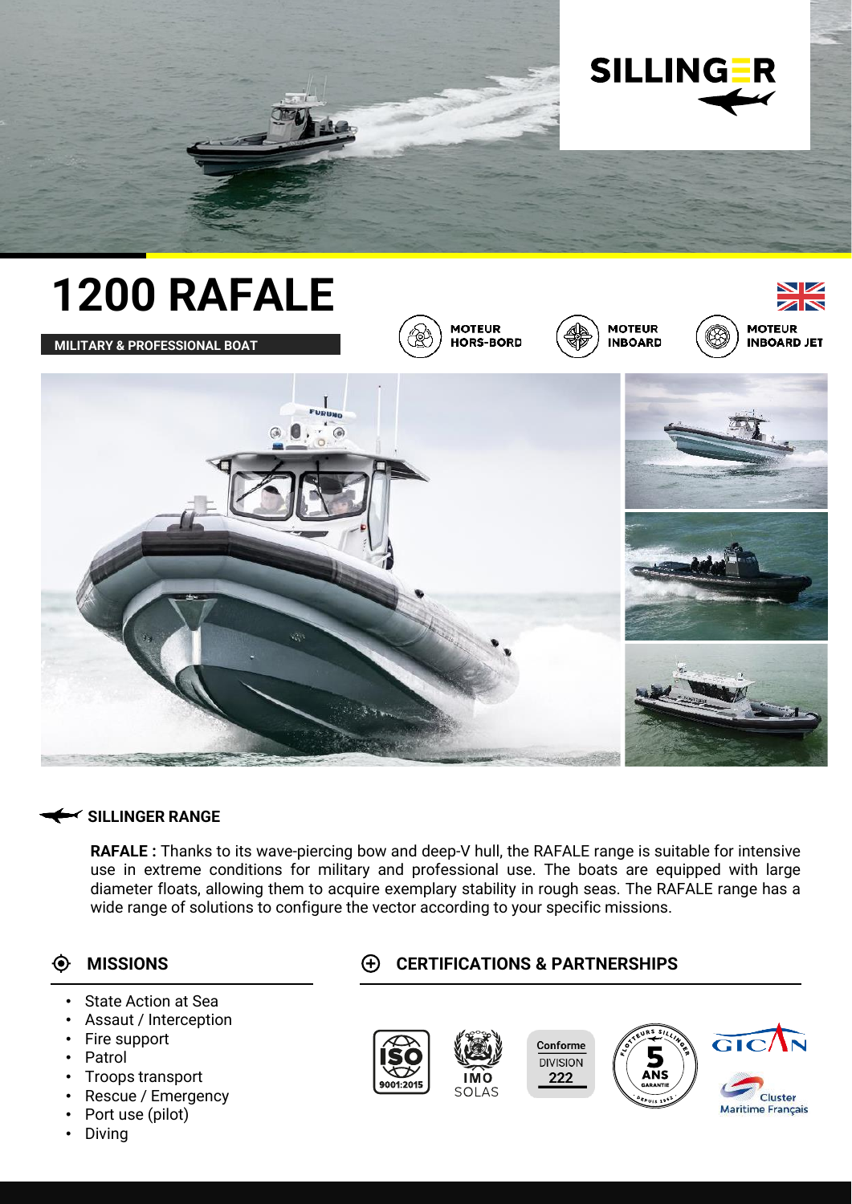SILLINGER

# 1200 RAFALE

**MILITARY & PROFESSIONAL BOAT**

MOTEUR HORS-BORD

MOTEUR INBOARD

MOTEUR INBOARD JET

## SILLINGER RANGE

**RAFALE :** Thanks to its wave-piercing bow and deep-V hull, the RAFALE range is suitable for intensive use in extreme conditions for military and professional use. The boats are equipped with large diameter floats, allowing them to acquire exemplary stability in rough seas. The RAFALE range has a wide range of solutions to configure the vector according to your specific missions.

## MISSIONS

- State Action at Sea
- Assault / Interception
- Fire support
- Patrol
- Troops transport
- Rescue / Emergency
- Port use (pilot)
- Diving

## CERTIFICATIONS & PARTNERSHIPS

ISO 9001:2015

IMO SOLAS

Conforme DIVISION 222

FLOTTEURS SILLINGER 5 ANS GARANTIE DEPUIS 1962

GICAN

Cluster Maritime Français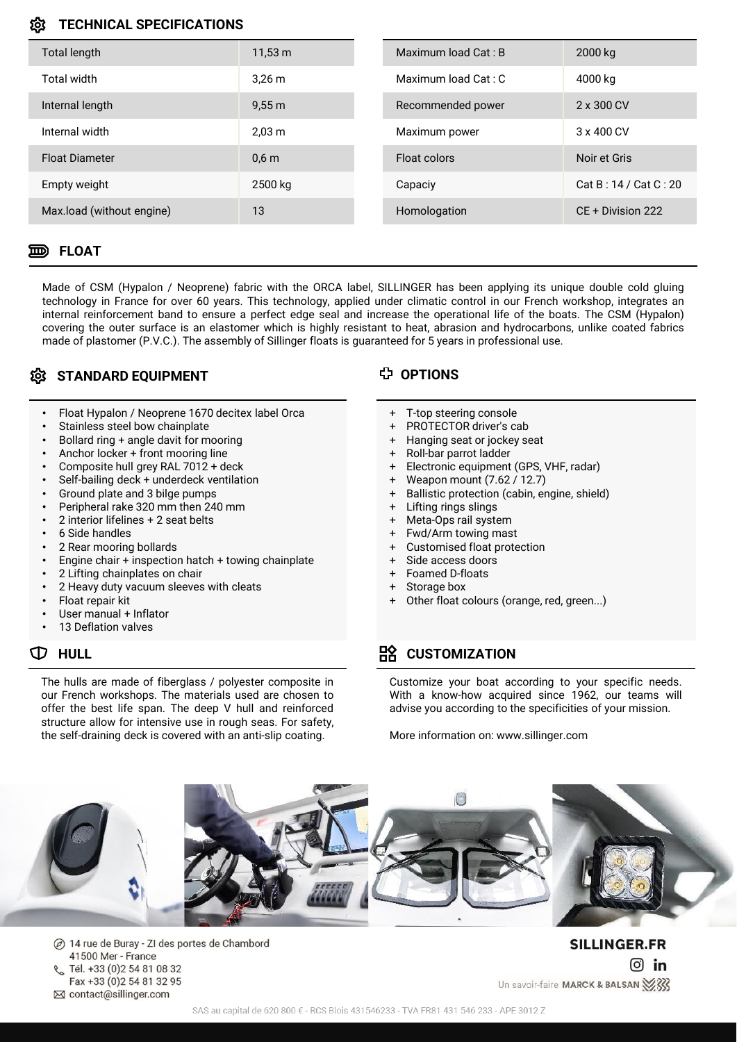## TECHNICAL SPECIFICATIONS

| | |
|---|---|
| Total length | 11,53 m |
| Total width | 3,26 m |
| Internal length | 9,55 m |
| Internal width | 2,03 m |
| Float Diameter | 0,6 m |
| Empty weight | 2500 kg |
| Max.load (without engine) | 13 |

| | |
|---|---|
| Maximum load Cat : B | 2000 kg |
| Maximum load Cat : C | 4000 kg |
| Recommended power | 2 x 300 CV |
| Maximum power | 3 x 400 CV |
| Float colors | Noir et Gris |
| Capaciy | Cat B : 14 / Cat C : 20 |
| Homologation | CE + Division 222 |

## FLOAT

Made of CSM (Hypalon / Neoprene) fabric with the ORCA label, SILLINGER has been applying its unique double cold gluing technology in France for over 60 years. This technology, applied under climatic control in our French workshop, integrates an internal reinforcement band to ensure a perfect edge seal and increase the operational life of the boats. The CSM (Hypalon) covering the outer surface is an elastomer which is highly resistant to heat, abrasion and hydrocarbons, unlike coated fabrics made of plastomer (P.V.C.). The assembly of Sillinger floats is guaranteed for 5 years in professional use.

## STANDARD EQUIPMENT

- Float Hypalon / Neoprene 1670 decitex label Orca
- Stainless steel bow chainplate
- Bollard ring + angle davit for mooring
- Anchor locker + front mooring line
- Composite hull grey RAL 7012 + deck
- Self-bailing deck + underdeck ventilation
- Ground plate and 3 bilge pumps
- Peripheral rake 320 mm then 240 mm
- 2 interior lifelines + 2 seat belts
- 6 Side handles
- 2 Rear mooring bollards
- Engine chair + inspection hatch + towing chainplate
- 2 Lifting chainplates on chair
- 2 Heavy duty vacuum sleeves with cleats
- Float repair kit
- User manual + Inflator
- 13 Deflation valves

## OPTIONS

- T-top steering console
- PROTECTOR driver's cab
- Hanging seat or jockey seat
- Roll-bar parrot ladder
- Electronic equipment (GPS, VHF, radar)
- Weapon mount (7.62 / 12.7)
- Ballistic protection (cabin, engine, shield)
- Lifting rings slings
- Meta-Ops rail system
- Fwd/Arm towing mast
- Customised float protection
- Side access doors
- Foamed D-floats
- Storage box
- Other float colours (orange, red, green...)

## HULL

The hulls are made of fiberglass / polyester composite in our French workshops. The materials used are chosen to offer the best life span. The deep V hull and reinforced structure allow for intensive use in rough seas. For safety, the self-draining deck is covered with an anti-slip coating.

## CUSTOMIZATION

Customize your boat according to your specific needs. With a know-how acquired since 1962, our teams will advise you according to the specificities of your mission.

More information on: www.sillinger.com

14 rue de Buray - ZI des portes de Chambord
41500 Mer - France
Tél. +33 (0)2 54 81 08 32
Fax +33 (0)2 54 81 32 95
contact@sillinger.com

**SILLINGER.FR**

Un savoir-faire MARCK & BALSAN

SAS au capital de 620 800 € - RCS Blois 431546233 - TVA FR81 431 546 233 - APE 3012 Z